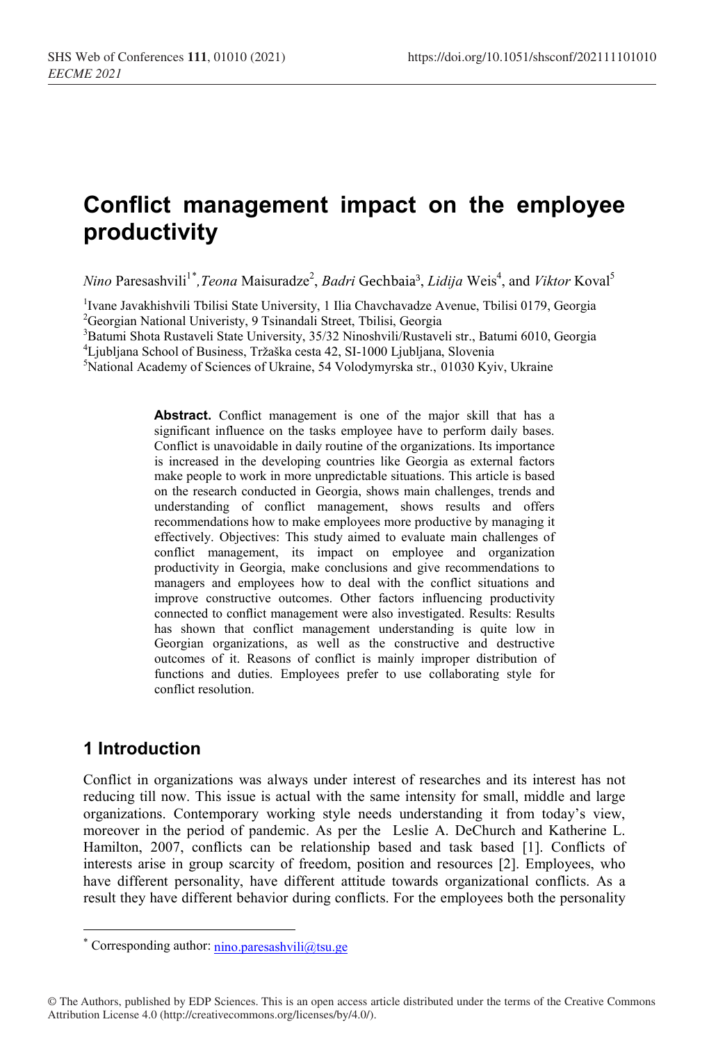# Conflict management impact on the employee productivity

*Nino* Paresashvili[1*], *Teona* Maisuradze[2], *Badri* Gechbaia[3], *Lidija* Weis[4], and *Viktor* Koval[5]

[1]Ivane Javakhishvili Tbilisi State University, 1 Ilia Chavchavadze Avenue, Tbilisi 0179, Georgia
[2]Georgian National Univeristy, 9 Tsinandali Street, Tbilisi, Georgia
[3]Batumi Shota Rustaveli State University, 35/32 Ninoshvili/Rustaveli str., Batumi 6010, Georgia
[4]Ljubljana School of Business, Tržaška cesta 42, SI-1000 Ljubljana, Slovenia
[5]National Academy of Sciences of Ukraine, 54 Volodymyrska str., 01030 Kyiv, Ukraine

**Abstract.** Conflict management is one of the major skill that has a significant influence on the tasks employee have to perform daily bases. Conflict is unavoidable in daily routine of the organizations. Its importance is increased in the developing countries like Georgia as external factors make people to work in more unpredictable situations. This article is based on the research conducted in Georgia, shows main challenges, trends and understanding of conflict management, shows results and offers recommendations how to make employees more productive by managing it effectively. Objectives: This study aimed to evaluate main challenges of conflict management, its impact on employee and organization productivity in Georgia, make conclusions and give recommendations to managers and employees how to deal with the conflict situations and improve constructive outcomes. Other factors influencing productivity connected to conflict management were also investigated. Results: Results has shown that conflict management understanding is quite low in Georgian organizations, as well as the constructive and destructive outcomes of it. Reasons of conflict is mainly improper distribution of functions and duties. Employees prefer to use collaborating style for conflict resolution.

## 1 Introduction

Conflict in organizations was always under interest of researches and its interest has not reducing till now. This issue is actual with the same intensity for small, middle and large organizations. Contemporary working style needs understanding it from today's view, moreover in the period of pandemic. As per the Leslie A. DeChurch and Katherine L. Hamilton, 2007, conflicts can be relationship based and task based [1]. Conflicts of interests arise in group scarcity of freedom, position and resources [2]. Employees, who have different personality, have different attitude towards organizational conflicts. As a result they have different behavior during conflicts. For the employees both the personality

[*] Corresponding author: nino.paresashvili@tsu.ge

© The Authors, published by EDP Sciences. This is an open access article distributed under the terms of the Creative Commons Attribution License 4.0 (http://creativecommons.org/licenses/by/4.0/).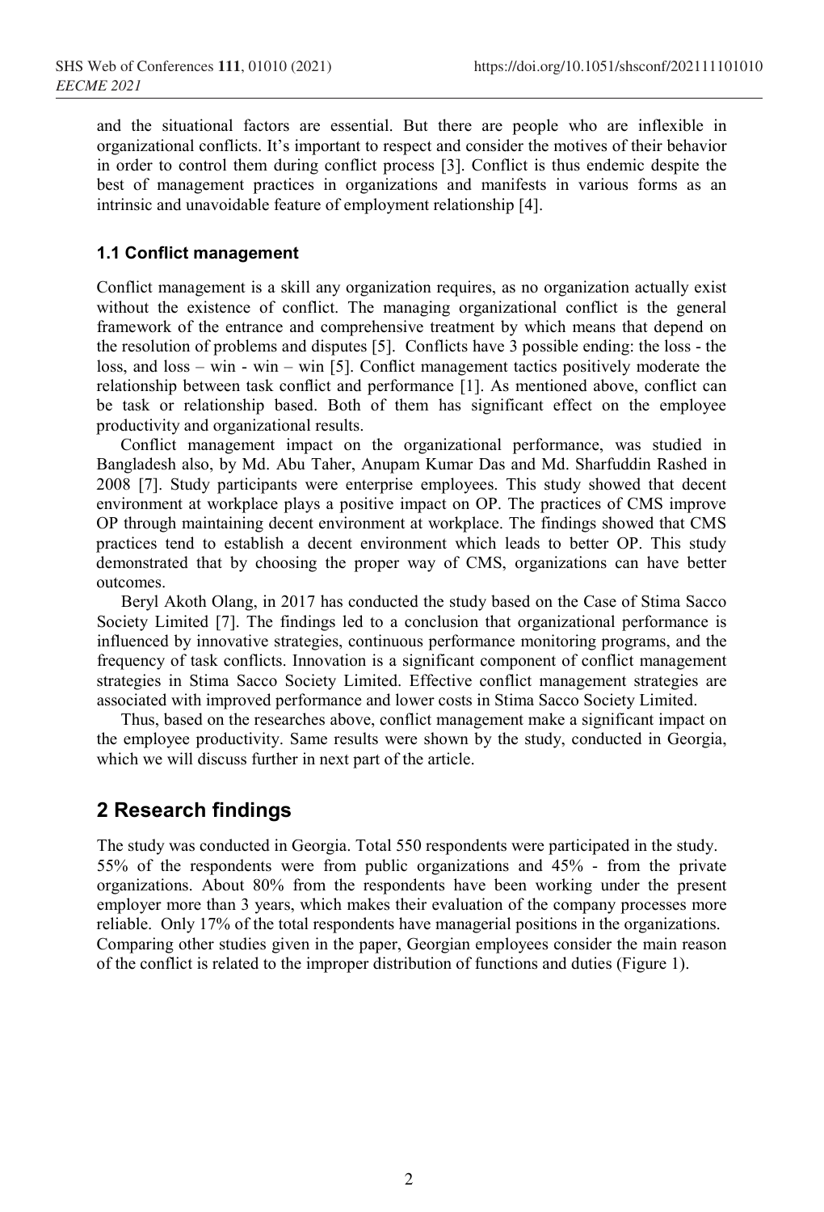and the situational factors are essential. But there are people who are inflexible in organizational conflicts. It's important to respect and consider the motives of their behavior in order to control them during conflict process [3]. Conflict is thus endemic despite the best of management practices in organizations and manifests in various forms as an intrinsic and unavoidable feature of employment relationship [4].

### 1.1 Conflict management

Conflict management is a skill any organization requires, as no organization actually exist without the existence of conflict. The managing organizational conflict is the general framework of the entrance and comprehensive treatment by which means that depend on the resolution of problems and disputes [5]. Conflicts have 3 possible ending: the loss - the loss, and loss – win - win – win [5]. Conflict management tactics positively moderate the relationship between task conflict and performance [1]. As mentioned above, conflict can be task or relationship based. Both of them has significant effect on the employee productivity and organizational results.

Conflict management impact on the organizational performance, was studied in Bangladesh also, by Md. Abu Taher, Anupam Kumar Das and Md. Sharfuddin Rashed in 2008 [7]. Study participants were enterprise employees. This study showed that decent environment at workplace plays a positive impact on OP. The practices of CMS improve OP through maintaining decent environment at workplace. The findings showed that CMS practices tend to establish a decent environment which leads to better OP. This study demonstrated that by choosing the proper way of CMS, organizations can have better outcomes.

Beryl Akoth Olang, in 2017 has conducted the study based on the Case of Stima Sacco Society Limited [7]. The findings led to a conclusion that organizational performance is influenced by innovative strategies, continuous performance monitoring programs, and the frequency of task conflicts. Innovation is a significant component of conflict management strategies in Stima Sacco Society Limited. Effective conflict management strategies are associated with improved performance and lower costs in Stima Sacco Society Limited.

Thus, based on the researches above, conflict management make a significant impact on the employee productivity. Same results were shown by the study, conducted in Georgia, which we will discuss further in next part of the article.

## 2 Research findings

The study was conducted in Georgia. Total 550 respondents were participated in the study. 55% of the respondents were from public organizations and 45% - from the private organizations. About 80% from the respondents have been working under the present employer more than 3 years, which makes their evaluation of the company processes more reliable. Only 17% of the total respondents have managerial positions in the organizations. Comparing other studies given in the paper, Georgian employees consider the main reason of the conflict is related to the improper distribution of functions and duties (Figure 1).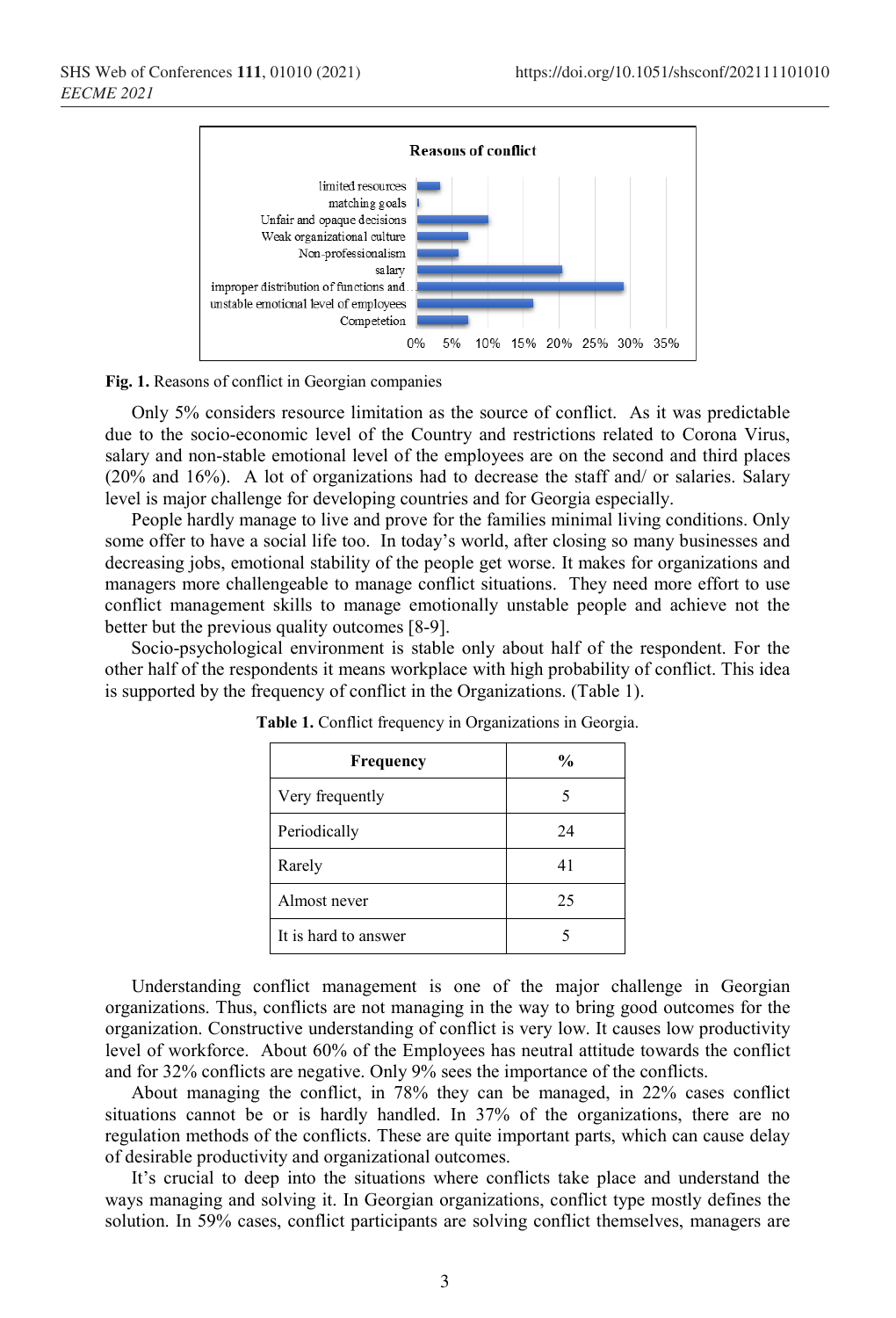**Reasons of conflict**

| Reason | Approx. % (read from chart) |
| --- | --- |
| limited resources | ~3% |
| matching goals | ~0% |
| Unfair and opaque decisions | ~10% |
| Weak organizational culture | ~7% |
| Non-professionalism | ~6% |
| salary | ~20% |
| improper distribution of functions and... | ~29% |
| unstable emotional level of employees | ~16% |
| Competetion | ~7% |

**Fig. 1.** Reasons of conflict in Georgian companies

Only 5% considers resource limitation as the source of conflict. As it was predictable due to the socio-economic level of the Country and restrictions related to Corona Virus, salary and non-stable emotional level of the employees are on the second and third places (20% and 16%). A lot of organizations had to decrease the staff and/ or salaries. Salary level is major challenge for developing countries and for Georgia especially.

People hardly manage to live and prove for the families minimal living conditions. Only some offer to have a social life too. In today's world, after closing so many businesses and decreasing jobs, emotional stability of the people get worse. It makes for organizations and managers more challengeable to manage conflict situations. They need more effort to use conflict management skills to manage emotionally unstable people and achieve not the better but the previous quality outcomes [8-9].

Socio-psychological environment is stable only about half of the respondent. For the other half of the respondents it means workplace with high probability of conflict. This idea is supported by the frequency of conflict in the Organizations. (Table 1).

**Table 1.** Conflict frequency in Organizations in Georgia.

| Frequency | % |
| --- | --- |
| Very frequently | 5 |
| Periodically | 24 |
| Rarely | 41 |
| Almost never | 25 |
| It is hard to answer | 5 |

Understanding conflict management is one of the major challenge in Georgian organizations. Thus, conflicts are not managing in the way to bring good outcomes for the organization. Constructive understanding of conflict is very low. It causes low productivity level of workforce. About 60% of the Employees has neutral attitude towards the conflict and for 32% conflicts are negative. Only 9% sees the importance of the conflicts.

About managing the conflict, in 78% they can be managed, in 22% cases conflict situations cannot be or is hardly handled. In 37% of the organizations, there are no regulation methods of the conflicts. These are quite important parts, which can cause delay of desirable productivity and organizational outcomes.

It's crucial to deep into the situations where conflicts take place and understand the ways managing and solving it. In Georgian organizations, conflict type mostly defines the solution. In 59% cases, conflict participants are solving conflict themselves, managers are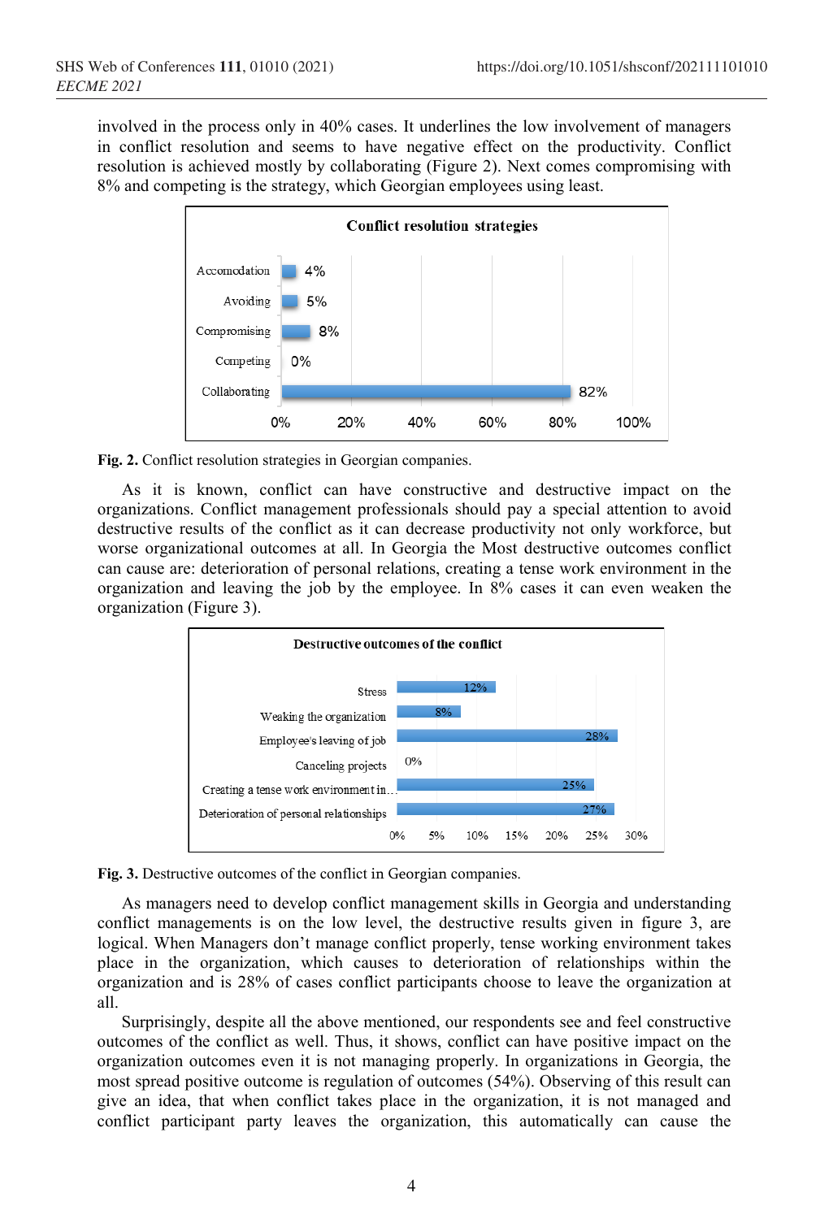involved in the process only in 40% cases. It underlines the low involvement of managers in conflict resolution and seems to have negative effect on the productivity. Conflict resolution is achieved mostly by collaborating (Figure 2). Next comes compromising with 8% and competing is the strategy, which Georgian employees using least.

| Conflict resolution strategies | |
| --- | --- |
| Accomodation | 4% |
| Avoiding | 5% |
| Compromising | 8% |
| Competing | 0% |
| Collaborating | 82% |

**Fig. 2.** Conflict resolution strategies in Georgian companies.

As it is known, conflict can have constructive and destructive impact on the organizations. Conflict management professionals should pay a special attention to avoid destructive results of the conflict as it can decrease productivity not only workforce, but worse organizational outcomes at all. In Georgia the Most destructive outcomes conflict can cause are: deterioration of personal relations, creating a tense work environment in the organization and leaving the job by the employee. In 8% cases it can even weaken the organization (Figure 3).

| Destructive outcomes of the conflict | |
| --- | --- |
| Stress | 12% |
| Weaking the organization | 8% |
| Employee's leaving of job | 28% |
| Canceling projects | 0% |
| Creating a tense work environment in... | 25% |
| Deterioration of personal relationships | 27% |

**Fig. 3.** Destructive outcomes of the conflict in Georgian companies.

As managers need to develop conflict management skills in Georgia and understanding conflict managements is on the low level, the destructive results given in figure 3, are logical. When Managers don't manage conflict properly, tense working environment takes place in the organization, which causes to deterioration of relationships within the organization and is 28% of cases conflict participants choose to leave the organization at all.

Surprisingly, despite all the above mentioned, our respondents see and feel constructive outcomes of the conflict as well. Thus, it shows, conflict can have positive impact on the organization outcomes even it is not managing properly. In organizations in Georgia, the most spread positive outcome is regulation of outcomes (54%). Observing of this result can give an idea, that when conflict takes place in the organization, it is not managed and conflict participant party leaves the organization, this automatically can cause the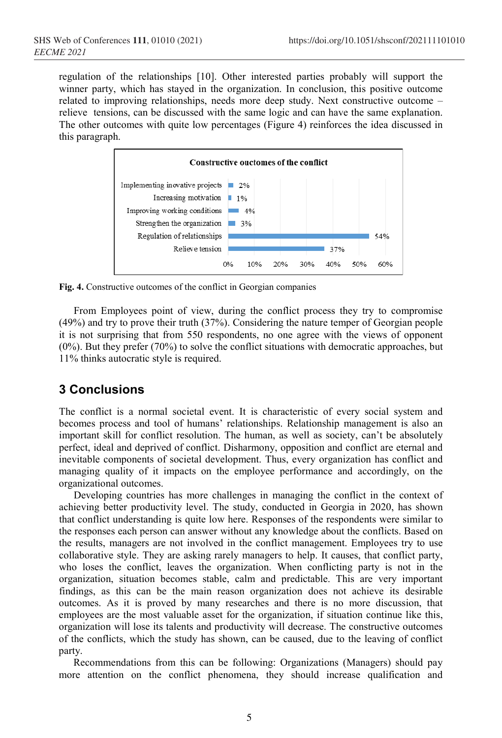regulation of the relationships [10]. Other interested parties probably will support the winner party, which has stayed in the organization. In conclusion, this positive outcome related to improving relationships, needs more deep study. Next constructive outcome – relieve tensions, can be discussed with the same logic and can have the same explanation. The other outcomes with quite low percentages (Figure 4) reinforces the idea discussed in this paragraph.

**Constructive ouctomes of the conflict**

| Outcome | Percentage |
|---|---|
| Implementing inovative projects | 2% |
| Increasing motivation | 1% |
| Improving working conditions | 4% |
| Strengthen the organization | 3% |
| Regulation of relationships | 54% |
| Relieve tension | 37% |

**Fig. 4.** Constructive outcomes of the conflict in Georgian companies

From Employees point of view, during the conflict process they try to compromise (49%) and try to prove their truth (37%). Considering the nature temper of Georgian people it is not surprising that from 550 respondents, no one agree with the views of opponent (0%). But they prefer (70%) to solve the conflict situations with democratic approaches, but 11% thinks autocratic style is required.

## 3 Conclusions

The conflict is a normal societal event. It is characteristic of every social system and becomes process and tool of humans' relationships. Relationship management is also an important skill for conflict resolution. The human, as well as society, can't be absolutely perfect, ideal and deprived of conflict. Disharmony, opposition and conflict are eternal and inevitable components of societal development. Thus, every organization has conflict and managing quality of it impacts on the employee performance and accordingly, on the organizational outcomes.

Developing countries has more challenges in managing the conflict in the context of achieving better productivity level. The study, conducted in Georgia in 2020, has shown that conflict understanding is quite low here. Responses of the respondents were similar to the responses each person can answer without any knowledge about the conflicts. Based on the results, managers are not involved in the conflict management. Employees try to use collaborative style. They are asking rarely managers to help. It causes, that conflict party, who loses the conflict, leaves the organization. When conflicting party is not in the organization, situation becomes stable, calm and predictable. This are very important findings, as this can be the main reason organization does not achieve its desirable outcomes. As it is proved by many researches and there is no more discussion, that employees are the most valuable asset for the organization, if situation continue like this, organization will lose its talents and productivity will decrease. The constructive outcomes of the conflicts, which the study has shown, can be caused, due to the leaving of conflict party.

Recommendations from this can be following: Organizations (Managers) should pay more attention on the conflict phenomena, they should increase qualification and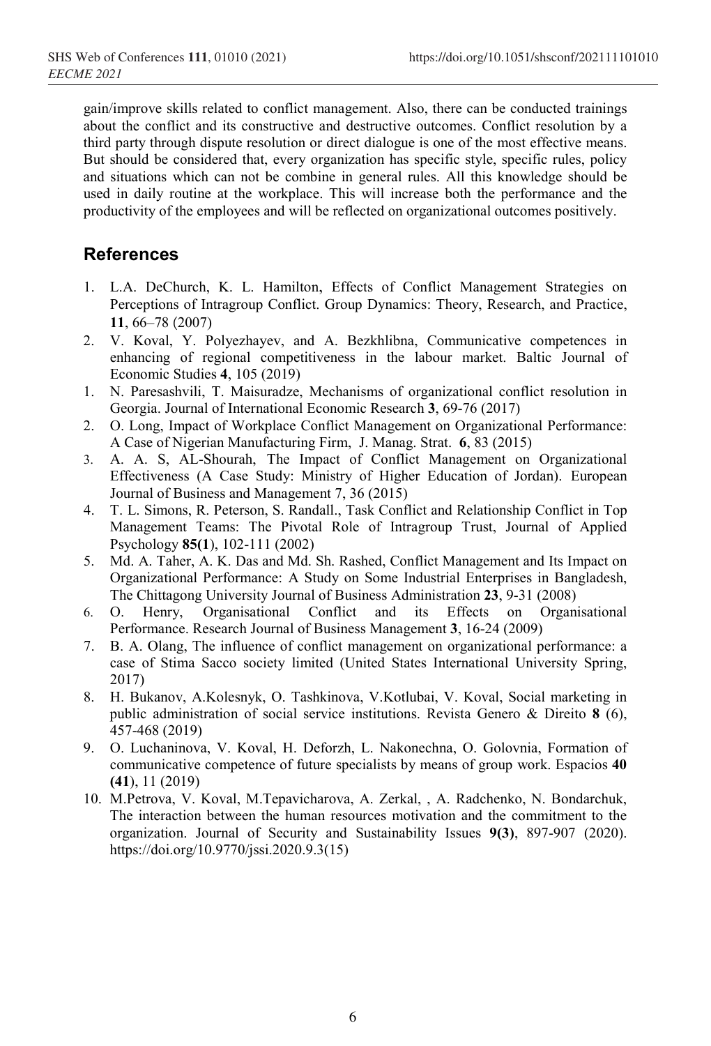gain/improve skills related to conflict management. Also, there can be conducted trainings about the conflict and its constructive and destructive outcomes. Conflict resolution by a third party through dispute resolution or direct dialogue is one of the most effective means. But should be considered that, every organization has specific style, specific rules, policy and situations which can not be combine in general rules. All this knowledge should be used in daily routine at the workplace. This will increase both the performance and the productivity of the employees and will be reflected on organizational outcomes positively.

## References

1. L.A. DeChurch, K. L. Hamilton, Effects of Conflict Management Strategies on Perceptions of Intragroup Conflict. Group Dynamics: Theory, Research, and Practice, **11**, 66–78 (2007)
2. V. Koval, Y. Polyezhayev, and A. Bezkhlibna, Communicative competences in enhancing of regional competitiveness in the labour market. Baltic Journal of Economic Studies **4**, 105 (2019)
1. N. Paresashvili, T. Maisuradze, Mechanisms of organizational conflict resolution in Georgia. Journal of International Economic Research **3**, 69-76 (2017)
2. O. Long, Impact of Workplace Conflict Management on Organizational Performance: A Case of Nigerian Manufacturing Firm, J. Manag. Strat. **6**, 83 (2015)
3. A. A. S, AL-Shourah, The Impact of Conflict Management on Organizational Effectiveness (A Case Study: Ministry of Higher Education of Jordan). European Journal of Business and Management 7, 36 (2015)
4. T. L. Simons, R. Peterson, S. Randall., Task Conflict and Relationship Conflict in Top Management Teams: The Pivotal Role of Intragroup Trust, Journal of Applied Psychology **85(1**), 102-111 (2002)
5. Md. A. Taher, A. K. Das and Md. Sh. Rashed, Conflict Management and Its Impact on Organizational Performance: A Study on Some Industrial Enterprises in Bangladesh, The Chittagong University Journal of Business Administration **23**, 9-31 (2008)
6. O. Henry, Organisational Conflict and its Effects on Organisational Performance. Research Journal of Business Management **3**, 16-24 (2009)
7. B. A. Olang, The influence of conflict management on organizational performance: a case of Stima Sacco society limited (United States International University Spring, 2017)
8. H. Bukanov, A.Kolesnyk, O. Tashkinova, V.Kotlubai, V. Koval, Social marketing in public administration of social service institutions. Revista Genero & Direito **8** (6), 457-468 (2019)
9. O. Luchaninova, V. Koval, H. Deforzh, L. Nakonechna, O. Golovnia, Formation of communicative competence of future specialists by means of group work. Espacios **40 (41**), 11 (2019)
10. M.Petrova, V. Koval, M.Tepavicharova, A. Zerkal, , A. Radchenko, N. Bondarchuk, The interaction between the human resources motivation and the commitment to the organization. Journal of Security and Sustainability Issues **9(3)**, 897-907 (2020). https://doi.org/10.9770/jssi.2020.9.3(15)